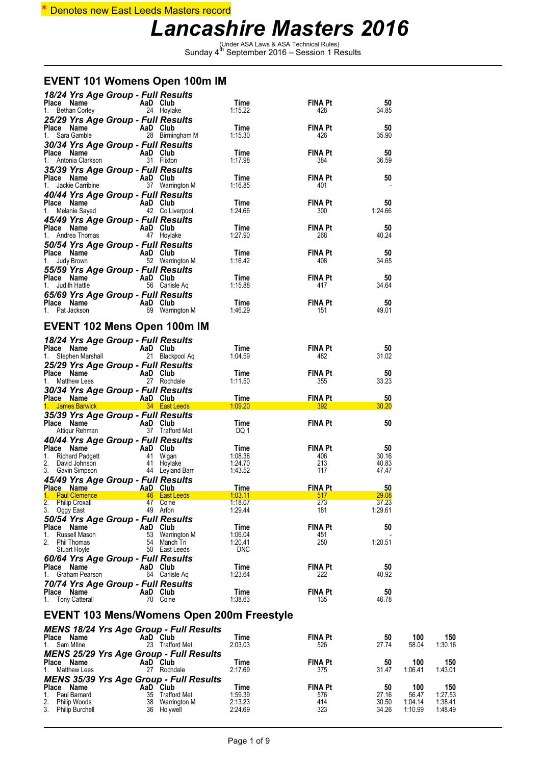\* Denotes new East Leeds Masters record

# Lancashire Masters 2016

(Under ASA Laws & ASA Technical Rules)
Sunday 4th September 2016 – Session 1 Results

## EVENT 101 Womens Open 100m IM

### 18/24 Yrs Age Group - Full Results

| Place | Name | AaD | Club | Time | FINA Pt | 50 |
|---|---|---|---|---|---|---|
| 1. | Bethan Corley | 24 | Hoylake | 1:15.22 | 428 | 34.85 |

### 25/29 Yrs Age Group - Full Results

| Place | Name | AaD | Club | Time | FINA Pt | 50 |
|---|---|---|---|---|---|---|
| 1. | Sara Gamble | 28 | Birmingham M | 1:15.30 | 426 | 35.90 |

### 30/34 Yrs Age Group - Full Results

| Place | Name | AaD | Club | Time | FINA Pt | 50 |
|---|---|---|---|---|---|---|
| 1. | Antonia Clarkson | 31 | Flixton | 1:17.98 | 384 | 36.59 |

### 35/39 Yrs Age Group - Full Results

| Place | Name | AaD | Club | Time | FINA Pt | 50 |
|---|---|---|---|---|---|---|
| 1. | Jackie Carribine | 37 | Warrington M | 1:16.85 | 401 | - |

### 40/44 Yrs Age Group - Full Results

| Place | Name | AaD | Club | Time | FINA Pt | 50 |
|---|---|---|---|---|---|---|
| 1. | Melanie Sayed | 42 | Co Liverpool | 1:24.66 | 300 | 1:24.66 |

### 45/49 Yrs Age Group - Full Results

| Place | Name | AaD | Club | Time | FINA Pt | 50 |
|---|---|---|---|---|---|---|
| 1. | Andrea Thomas | 47 | Hoylake | 1:27.90 | 268 | 40.24 |

### 50/54 Yrs Age Group - Full Results

| Place | Name | AaD | Club | Time | FINA Pt | 50 |
|---|---|---|---|---|---|---|
| 1. | Judy Brown | 52 | Warrington M | 1:16.42 | 408 | 34.65 |

### 55/59 Yrs Age Group - Full Results

| Place | Name | AaD | Club | Time | FINA Pt | 50 |
|---|---|---|---|---|---|---|
| 1. | Judith Hattle | 56 | Carlisle Aq | 1:15.88 | 417 | 34.64 |

### 65/69 Yrs Age Group - Full Results

| Place | Name | AaD | Club | Time | FINA Pt | 50 |
|---|---|---|---|---|---|---|
| 1. | Pat Jackson | 69 | Warrington M | 1:46.29 | 151 | 49.01 |

## EVENT 102 Mens Open 100m IM

### 18/24 Yrs Age Group - Full Results

| Place | Name | AaD | Club | Time | FINA Pt | 50 |
|---|---|---|---|---|---|---|
| 1. | Stephen Marshall | 21 | Blackpool Aq | 1:04.59 | 482 | 31.02 |

### 25/29 Yrs Age Group - Full Results

| Place | Name | AaD | Club | Time | FINA Pt | 50 |
|---|---|---|---|---|---|---|
| 1. | Matthew Lees | 27 | Rochdale | 1:11.50 | 355 | 33.23 |

### 30/34 Yrs Age Group - Full Results

| Place | Name | AaD | Club | Time | FINA Pt | 50 |
|---|---|---|---|---|---|---|
| 1. | James Barwick | 34 | East Leeds | 1:09.20 | 392 | 30.20 |

### 35/39 Yrs Age Group - Full Results

| Place | Name | AaD | Club | Time | FINA Pt | 50 |
|---|---|---|---|---|---|---|
| | Attiqur Rehman | 37 | Trafford Met | DQ 1 | | |

### 40/44 Yrs Age Group - Full Results

| Place | Name | AaD | Club | Time | FINA Pt | 50 |
|---|---|---|---|---|---|---|
| 1. | Richard Padgett | 41 | Wigan | 1:08.38 | 406 | 30.16 |
| 2. | David Johnson | 41 | Hoylake | 1:24.70 | 213 | 40.83 |
| 3. | Gavin Simpson | 44 | Leyland Barr | 1:43.52 | 117 | 47.47 |

### 45/49 Yrs Age Group - Full Results

| Place | Name | AaD | Club | Time | FINA Pt | 50 |
|---|---|---|---|---|---|---|
| 1. | Paul Clemence | 46 | East Leeds | 1:03.11 | 517 | 29.08 |
| 2. | Philip Croxall | 47 | Colne | 1:18.07 | 273 | 37.23 |
| 3. | Oggy East | 49 | Arfon | 1:29.44 | 181 | 1:29.61 |

### 50/54 Yrs Age Group - Full Results

| Place | Name | AaD | Club | Time | FINA Pt | 50 |
|---|---|---|---|---|---|---|
| 1. | Russell Mason | 53 | Warrington M | 1:06.04 | 451 | - |
| 2. | Phil Thomas | 54 | Manch Tri | 1:20.41 | 250 | 1:20.51 |
| | Stuart Hoyle | 50 | East Leeds | DNC | | |

### 60/64 Yrs Age Group - Full Results

| Place | Name | AaD | Club | Time | FINA Pt | 50 |
|---|---|---|---|---|---|---|
| 1. | Graham Pearson | 64 | Carlisle Aq | 1:23.64 | 222 | 40.92 |

### 70/74 Yrs Age Group - Full Results

| Place | Name | AaD | Club | Time | FINA Pt | 50 |
|---|---|---|---|---|---|---|
| 1. | Tony Catterall | 70 | Colne | 1:38.63 | 135 | 46.78 |

## EVENT 103 Mens/Womens Open 200m Freestyle

### MENS 18/24 Yrs Age Group - Full Results

| Place | Name | AaD | Club | Time | FINA Pt | 50 | 100 | 150 |
|---|---|---|---|---|---|---|---|---|
| 1. | Sam Milne | 23 | Trafford Met | 2:03.03 | 526 | 27.74 | 58.04 | 1:30.16 |

### MENS 25/29 Yrs Age Group - Full Results

| Place | Name | AaD | Club | Time | FINA Pt | 50 | 100 | 150 |
|---|---|---|---|---|---|---|---|---|
| 1. | Matthew Lees | 27 | Rochdale | 2:17.69 | 375 | 31.47 | 1:06.41 | 1:43.01 |

### MENS 35/39 Yrs Age Group - Full Results

| Place | Name | AaD | Club | Time | FINA Pt | 50 | 100 | 150 |
|---|---|---|---|---|---|---|---|---|
| 1. | Paul Barnard | 35 | Trafford Met | 1:59.39 | 576 | 27.16 | 56.47 | 1:27.53 |
| 2. | Philip Woods | 38 | Warrington M | 2:13.23 | 414 | 30.50 | 1:04.14 | 1:38.41 |
| 3. | Philip Burchell | 36 | Holywell | 2:24.69 | 323 | 34.26 | 1:10.99 | 1:48.49 |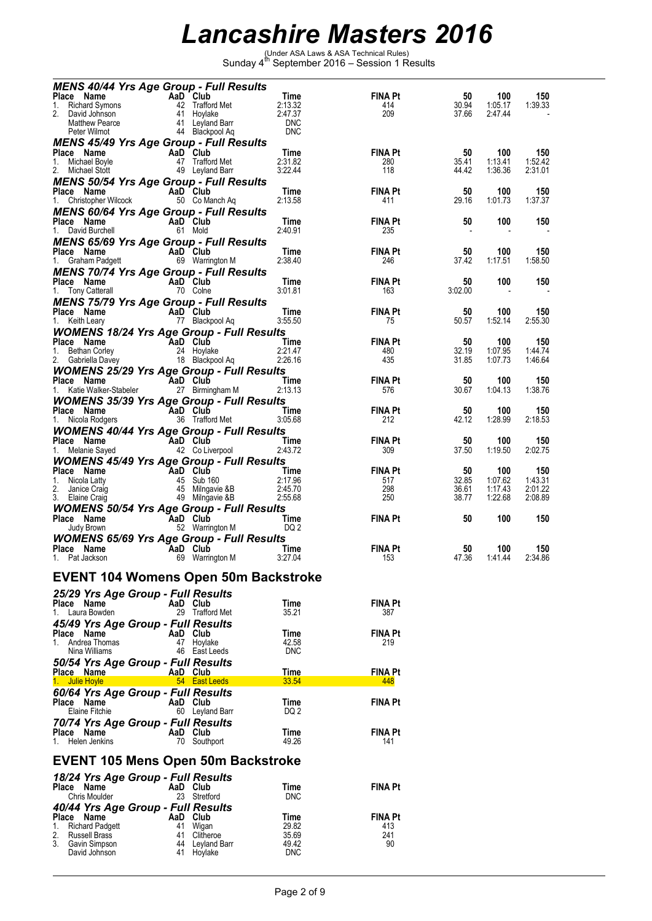# Lancashire Masters 2016

(Under ASA Laws & ASA Technical Rules)
Sunday 4th September 2016 – Session 1 Results

### MENS 40/44 Yrs Age Group - Full Results

| Place | Name | AaD | Club | Time | FINA Pt | 50 | 100 | 150 |
|---|---|---|---|---|---|---|---|---|
| 1. | Richard Symons | 42 | Trafford Met | 2:13.32 | 414 | 30.94 | 1:05.17 | 1:39.33 |
| 2. | David Johnson | 41 | Hoylake | 2:47.37 | 209 | 37.66 | 2:47.44 | - |
| | Matthew Pearce | 41 | Leyland Barr | DNC | | | | |
| | Peter Wilmot | 44 | Blackpool Aq | DNC | | | | |

### MENS 45/49 Yrs Age Group - Full Results

| Place | Name | AaD | Club | Time | FINA Pt | 50 | 100 | 150 |
|---|---|---|---|---|---|---|---|---|
| 1. | Michael Boyle | 47 | Trafford Met | 2:31.82 | 280 | 35.41 | 1:13.41 | 1:52.42 |
| 2. | Michael Stott | 49 | Leyland Barr | 3:22.44 | 118 | 44.42 | 1:36.36 | 2:31.01 |

### MENS 50/54 Yrs Age Group - Full Results

| Place | Name | AaD | Club | Time | FINA Pt | 50 | 100 | 150 |
|---|---|---|---|---|---|---|---|---|
| 1. | Christopher Wilcock | 50 | Co Manch Aq | 2:13.58 | 411 | 29.16 | 1:01.73 | 1:37.37 |

### MENS 60/64 Yrs Age Group - Full Results

| Place | Name | AaD | Club | Time | FINA Pt | 50 | 100 | 150 |
|---|---|---|---|---|---|---|---|---|
| 1. | David Burchell | 61 | Mold | 2:40.91 | 235 | - | - | - |

### MENS 65/69 Yrs Age Group - Full Results

| Place | Name | AaD | Club | Time | FINA Pt | 50 | 100 | 150 |
|---|---|---|---|---|---|---|---|---|
| 1. | Graham Padgett | 69 | Warrington M | 2:38.40 | 246 | 37.42 | 1:17.51 | 1:58.50 |

### MENS 70/74 Yrs Age Group - Full Results

| Place | Name | AaD | Club | Time | FINA Pt | 50 | 100 | 150 |
|---|---|---|---|---|---|---|---|---|
| 1. | Tony Catterall | 70 | Colne | 3:01.81 | 163 | 3:02.00 | - | - |

### MENS 75/79 Yrs Age Group - Full Results

| Place | Name | AaD | Club | Time | FINA Pt | 50 | 100 | 150 |
|---|---|---|---|---|---|---|---|---|
| 1. | Keith Leary | 77 | Blackpool Aq | 3:55.50 | 75 | 50.57 | 1:52.14 | 2:55.30 |

### WOMENS 18/24 Yrs Age Group - Full Results

| Place | Name | AaD | Club | Time | FINA Pt | 50 | 100 | 150 |
|---|---|---|---|---|---|---|---|---|
| 1. | Bethan Corley | 24 | Hoylake | 2:21.47 | 480 | 32.19 | 1:07.95 | 1:44.74 |
| 2. | Gabriella Davey | 18 | Blackpool Aq | 2:26.16 | 435 | 31.85 | 1:07.73 | 1:46.64 |

### WOMENS 25/29 Yrs Age Group - Full Results

| Place | Name | AaD | Club | Time | FINA Pt | 50 | 100 | 150 |
|---|---|---|---|---|---|---|---|---|
| 1. | Katie Walker-Stabeler | 27 | Birmingham M | 2:13.13 | 576 | 30.67 | 1:04.13 | 1:38.76 |

### WOMENS 35/39 Yrs Age Group - Full Results

| Place | Name | AaD | Club | Time | FINA Pt | 50 | 100 | 150 |
|---|---|---|---|---|---|---|---|---|
| 1. | Nicola Rodgers | 36 | Trafford Met | 3:05.68 | 212 | 42.12 | 1:28.99 | 2:18.53 |

### WOMENS 40/44 Yrs Age Group - Full Results

| Place | Name | AaD | Club | Time | FINA Pt | 50 | 100 | 150 |
|---|---|---|---|---|---|---|---|---|
| 1. | Melanie Sayed | 42 | Co Liverpool | 2:43.72 | 309 | 37.50 | 1:19.50 | 2:02.75 |

### WOMENS 45/49 Yrs Age Group - Full Results

| Place | Name | AaD | Club | Time | FINA Pt | 50 | 100 | 150 |
|---|---|---|---|---|---|---|---|---|
| 1. | Nicola Latty | 45 | Sub 160 | 2:17.96 | 517 | 32.85 | 1:07.62 | 1:43.31 |
| 2. | Janice Craig | 45 | Milngavie &B | 2:45.70 | 298 | 36.61 | 1:17.43 | 2:01.22 |
| 3. | Elaine Craig | 49 | Milngavie &B | 2:55.68 | 250 | 38.77 | 1:22.68 | 2:08.89 |

### WOMENS 50/54 Yrs Age Group - Full Results

| Place | Name | AaD | Club | Time | FINA Pt | 50 | 100 | 150 |
|---|---|---|---|---|---|---|---|---|
| | Judy Brown | 52 | Warrington M | DQ 2 | | | | |

### WOMENS 65/69 Yrs Age Group - Full Results

| Place | Name | AaD | Club | Time | FINA Pt | 50 | 100 | 150 |
|---|---|---|---|---|---|---|---|---|
| 1. | Pat Jackson | 69 | Warrington M | 3:27.04 | 153 | 47.36 | 1:41.44 | 2:34.86 |

## EVENT 104 Womens Open 50m Backstroke

### 25/29 Yrs Age Group - Full Results

| Place | Name | AaD | Club | Time | FINA Pt |
|---|---|---|---|---|---|
| 1. | Laura Bowden | 29 | Trafford Met | 35.21 | 387 |

### 45/49 Yrs Age Group - Full Results

| Place | Name | AaD | Club | Time | FINA Pt |
|---|---|---|---|---|---|
| 1. | Andrea Thomas | 47 | Hoylake | 42.58 | 219 |
| | Nina Williams | 46 | East Leeds | DNC | |

### 50/54 Yrs Age Group - Full Results

| Place | Name | AaD | Club | Time | FINA Pt |
|---|---|---|---|---|---|
| 1. | Julie Hoyle | 54 | East Leeds | 33.54 | 448 |

### 60/64 Yrs Age Group - Full Results

| Place | Name | AaD | Club | Time | FINA Pt |
|---|---|---|---|---|---|
| | Elaine Fitchie | 60 | Leyland Barr | DQ 2 | |

### 70/74 Yrs Age Group - Full Results

| Place | Name | AaD | Club | Time | FINA Pt |
|---|---|---|---|---|---|
| 1. | Helen Jenkins | 70 | Southport | 49.26 | 141 |

## EVENT 105 Mens Open 50m Backstroke

### 18/24 Yrs Age Group - Full Results

| Place | Name | AaD | Club | Time | FINA Pt |
|---|---|---|---|---|---|
| | Chris Moulder | 23 | Stretford | DNC | |

### 40/44 Yrs Age Group - Full Results

| Place | Name | AaD | Club | Time | FINA Pt |
|---|---|---|---|---|---|
| 1. | Richard Padgett | 41 | Wigan | 29.82 | 413 |
| 2. | Russell Brass | 41 | Clitheroe | 35.69 | 241 |
| 3. | Gavin Simpson | 44 | Leyland Barr | 49.42 | 90 |
| | David Johnson | 41 | Hoylake | DNC | |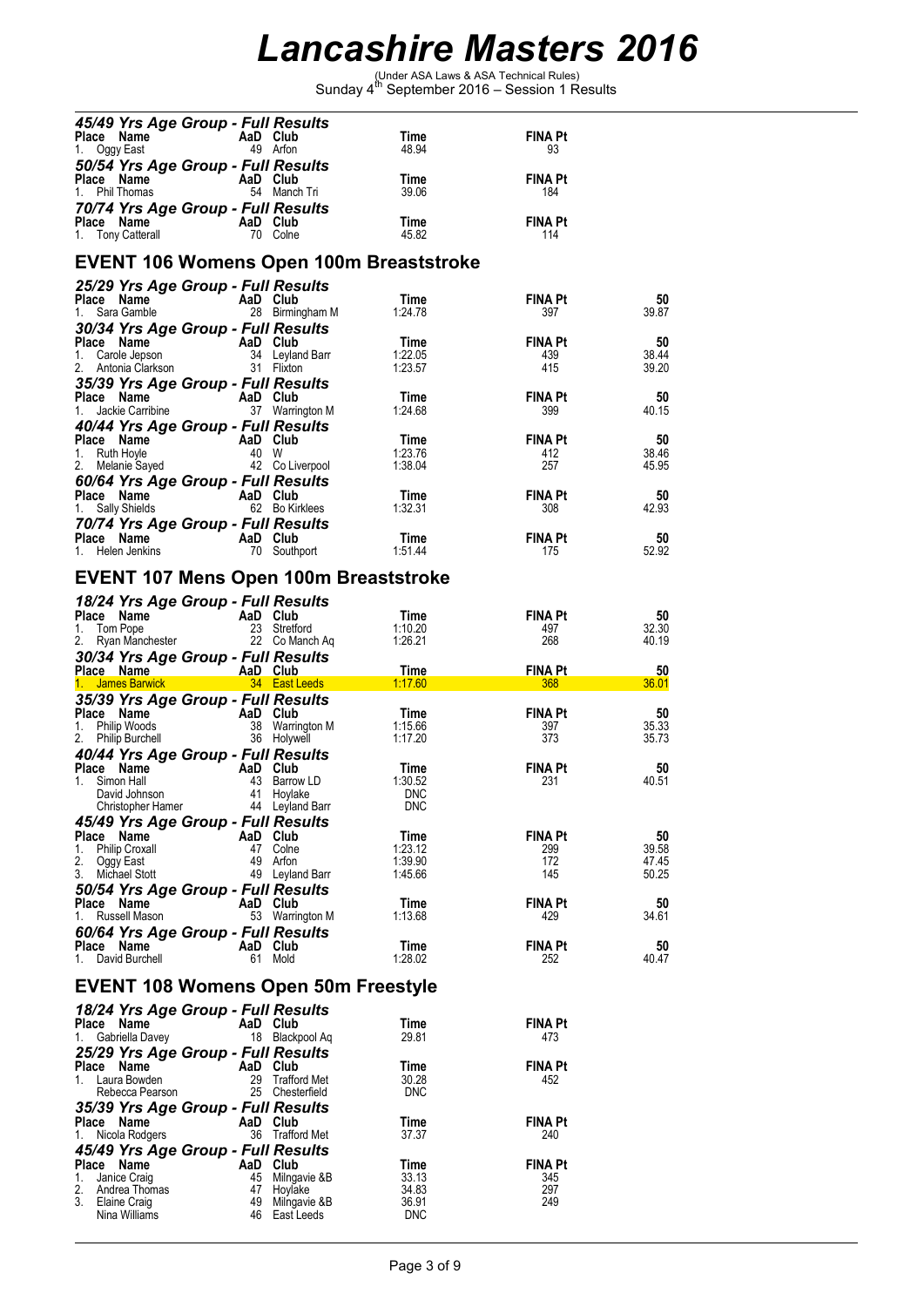# Lancashire Masters 2016

(Under ASA Laws & ASA Technical Rules)
Sunday 4th September 2016 – Session 1 Results

### 45/49 Yrs Age Group - Full Results

| Place | Name | AaD | Club | Time | FINA Pt |
|---|---|---|---|---|---|
| 1. | Oggy East | 49 | Arfon | 48.94 | 93 |

### 50/54 Yrs Age Group - Full Results

| Place | Name | AaD | Club | Time | FINA Pt |
|---|---|---|---|---|---|
| 1. | Phil Thomas | 54 | Manch Tri | 39.06 | 184 |

### 70/74 Yrs Age Group - Full Results

| Place | Name | AaD | Club | Time | FINA Pt |
|---|---|---|---|---|---|
| 1. | Tony Catterall | 70 | Colne | 45.82 | 114 |

## EVENT 106 Womens Open 100m Breaststroke

### 25/29 Yrs Age Group - Full Results

| Place | Name | AaD | Club | Time | FINA Pt | 50 |
|---|---|---|---|---|---|---|
| 1. | Sara Gamble | 28 | Birmingham M | 1:24.78 | 397 | 39.87 |

### 30/34 Yrs Age Group - Full Results

| Place | Name | AaD | Club | Time | FINA Pt | 50 |
|---|---|---|---|---|---|---|
| 1. | Carole Jepson | 34 | Leyland Barr | 1:22.05 | 439 | 38.44 |
| 2. | Antonia Clarkson | 31 | Flixton | 1:23.57 | 415 | 39.20 |

### 35/39 Yrs Age Group - Full Results

| Place | Name | AaD | Club | Time | FINA Pt | 50 |
|---|---|---|---|---|---|---|
| 1. | Jackie Carribine | 37 | Warrington M | 1:24.68 | 399 | 40.15 |

### 40/44 Yrs Age Group - Full Results

| Place | Name | AaD | Club | Time | FINA Pt | 50 |
|---|---|---|---|---|---|---|
| 1. | Ruth Hoyle | 40 | W | 1:23.76 | 412 | 38.46 |
| 2. | Melanie Sayed | 42 | Co Liverpool | 1:38.04 | 257 | 45.95 |

### 60/64 Yrs Age Group - Full Results

| Place | Name | AaD | Club | Time | FINA Pt | 50 |
|---|---|---|---|---|---|---|
| 1. | Sally Shields | 62 | Bo Kirklees | 1:32.31 | 308 | 42.93 |

### 70/74 Yrs Age Group - Full Results

| Place | Name | AaD | Club | Time | FINA Pt | 50 |
|---|---|---|---|---|---|---|
| 1. | Helen Jenkins | 70 | Southport | 1:51.44 | 175 | 52.92 |

## EVENT 107 Mens Open 100m Breaststroke

### 18/24 Yrs Age Group - Full Results

| Place | Name | AaD | Club | Time | FINA Pt | 50 |
|---|---|---|---|---|---|---|
| 1. | Tom Pope | 23 | Stretford | 1:10.20 | 497 | 32.30 |
| 2. | Ryan Manchester | 22 | Co Manch Aq | 1:26.21 | 268 | 40.19 |

### 30/34 Yrs Age Group - Full Results

| Place | Name | AaD | Club | Time | FINA Pt | 50 |
|---|---|---|---|---|---|---|
| 1. | James Barwick | 34 | East Leeds | 1:17.60 | 368 | 36.01 |

### 35/39 Yrs Age Group - Full Results

| Place | Name | AaD | Club | Time | FINA Pt | 50 |
|---|---|---|---|---|---|---|
| 1. | Philip Woods | 38 | Warrington M | 1:15.66 | 397 | 35.33 |
| 2. | Philip Burchell | 36 | Holywell | 1:17.20 | 373 | 35.73 |

### 40/44 Yrs Age Group - Full Results

| Place | Name | AaD | Club | Time | FINA Pt | 50 |
|---|---|---|---|---|---|---|
| 1. | Simon Hall | 43 | Barrow LD | 1:30.52 | 231 | 40.51 |
| | David Johnson | 41 | Hoylake | DNC | | |
| | Christopher Hamer | 44 | Leyland Barr | DNC | | |

### 45/49 Yrs Age Group - Full Results

| Place | Name | AaD | Club | Time | FINA Pt | 50 |
|---|---|---|---|---|---|---|
| 1. | Philip Croxall | 47 | Colne | 1:23.12 | 299 | 39.58 |
| 2. | Oggy East | 49 | Arfon | 1:39.90 | 172 | 47.45 |
| 3. | Michael Stott | 49 | Leyland Barr | 1:45.66 | 145 | 50.25 |

### 50/54 Yrs Age Group - Full Results

| Place | Name | AaD | Club | Time | FINA Pt | 50 |
|---|---|---|---|---|---|---|
| 1. | Russell Mason | 53 | Warrington M | 1:13.68 | 429 | 34.61 |

### 60/64 Yrs Age Group - Full Results

| Place | Name | AaD | Club | Time | FINA Pt | 50 |
|---|---|---|---|---|---|---|
| 1. | David Burchell | 61 | Mold | 1:28.02 | 252 | 40.47 |

## EVENT 108 Womens Open 50m Freestyle

### 18/24 Yrs Age Group - Full Results

| Place | Name | AaD | Club | Time | FINA Pt |
|---|---|---|---|---|---|
| 1. | Gabriella Davey | 18 | Blackpool Aq | 29.81 | 473 |

### 25/29 Yrs Age Group - Full Results

| Place | Name | AaD | Club | Time | FINA Pt |
|---|---|---|---|---|---|
| 1. | Laura Bowden | 29 | Trafford Met | 30.28 | 452 |
| | Rebecca Pearson | 25 | Chesterfield | DNC | |

### 35/39 Yrs Age Group - Full Results

| Place | Name | AaD | Club | Time | FINA Pt |
|---|---|---|---|---|---|
| 1. | Nicola Rodgers | 36 | Trafford Met | 37.37 | 240 |

### 45/49 Yrs Age Group - Full Results

| Place | Name | AaD | Club | Time | FINA Pt |
|---|---|---|---|---|---|
| 1. | Janice Craig | 45 | Milngavie &B | 33.13 | 345 |
| 2. | Andrea Thomas | 47 | Hoylake | 34.83 | 297 |
| 3. | Elaine Craig | 49 | Milngavie &B | 36.91 | 249 |
| | Nina Williams | 46 | East Leeds | DNC | |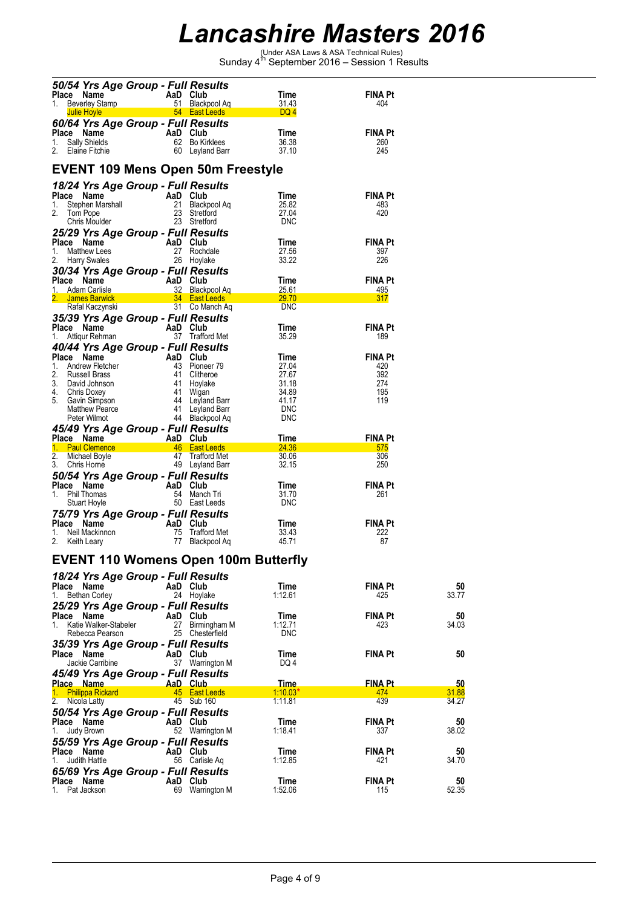# Lancashire Masters 2016

(Under ASA Laws & ASA Technical Rules)
Sunday 4th September 2016 – Session 1 Results

### 50/54 Yrs Age Group - Full Results

| Place | Name | AaD | Club | Time | FINA Pt |
|---|---|---|---|---|---|
| 1. | Beverley Stamp | 51 | Blackpool Aq | 31.43 | 404 |
| | Julie Hoyle | 54 | East Leeds | DQ 4 | |

### 60/64 Yrs Age Group - Full Results

| Place | Name | AaD | Club | Time | FINA Pt |
|---|---|---|---|---|---|
| 1. | Sally Shields | 62 | Bo Kirklees | 36.38 | 260 |
| 2. | Elaine Fitchie | 60 | Leyland Barr | 37.10 | 245 |

## EVENT 109 Mens Open 50m Freestyle

### 18/24 Yrs Age Group - Full Results

| Place | Name | AaD | Club | Time | FINA Pt |
|---|---|---|---|---|---|
| 1. | Stephen Marshall | 21 | Blackpool Aq | 25.82 | 483 |
| 2. | Tom Pope | 23 | Stretford | 27.04 | 420 |
| | Chris Moulder | 23 | Stretford | DNC | |

### 25/29 Yrs Age Group - Full Results

| Place | Name | AaD | Club | Time | FINA Pt |
|---|---|---|---|---|---|
| 1. | Matthew Lees | 27 | Rochdale | 27.56 | 397 |
| 2. | Harry Swales | 26 | Hoylake | 33.22 | 226 |

### 30/34 Yrs Age Group - Full Results

| Place | Name | AaD | Club | Time | FINA Pt |
|---|---|---|---|---|---|
| 1. | Adam Carlisle | 32 | Blackpool Aq | 25.61 | 495 |
| 2. | James Barwick | 34 | East Leeds | 29.70 | 317 |
| | Rafal Kaczynski | 31 | Co Manch Aq | DNC | |

### 35/39 Yrs Age Group - Full Results

| Place | Name | AaD | Club | Time | FINA Pt |
|---|---|---|---|---|---|
| 1. | Attiqur Rehman | 37 | Trafford Met | 35.29 | 189 |

### 40/44 Yrs Age Group - Full Results

| Place | Name | AaD | Club | Time | FINA Pt |
|---|---|---|---|---|---|
| 1. | Andrew Fletcher | 43 | Pioneer 79 | 27.04 | 420 |
| 2. | Russell Brass | 41 | Clitheroe | 27.67 | 392 |
| 3. | David Johnson | 41 | Hoylake | 31.18 | 274 |
| 4. | Chris Doxey | 41 | Wigan | 34.89 | 195 |
| 5. | Gavin Simpson | 44 | Leyland Barr | 41.17 | 119 |
| | Matthew Pearce | 41 | Leyland Barr | DNC | |
| | Peter Wilmot | 44 | Blackpool Aq | DNC | |

### 45/49 Yrs Age Group - Full Results

| Place | Name | AaD | Club | Time | FINA Pt |
|---|---|---|---|---|---|
| 1. | Paul Clemence | 46 | East Leeds | 24.36 | 575 |
| 2. | Michael Boyle | 47 | Trafford Met | 30.06 | 306 |
| 3. | Chris Horne | 49 | Leyland Barr | 32.15 | 250 |

### 50/54 Yrs Age Group - Full Results

| Place | Name | AaD | Club | Time | FINA Pt |
|---|---|---|---|---|---|
| 1. | Phil Thomas | 54 | Manch Tri | 31.70 | 261 |
| | Stuart Hoyle | 50 | East Leeds | DNC | |

### 75/79 Yrs Age Group - Full Results

| Place | Name | AaD | Club | Time | FINA Pt |
|---|---|---|---|---|---|
| 1. | Neil Mackinnon | 75 | Trafford Met | 33.43 | 222 |
| 2. | Keith Leary | 77 | Blackpool Aq | 45.71 | 87 |

## EVENT 110 Womens Open 100m Butterfly

### 18/24 Yrs Age Group - Full Results

| Place | Name | AaD | Club | Time | FINA Pt | 50 |
|---|---|---|---|---|---|---|
| 1. | Bethan Corley | 24 | Hoylake | 1:12.61 | 425 | 33.77 |

### 25/29 Yrs Age Group - Full Results

| Place | Name | AaD | Club | Time | FINA Pt | 50 |
|---|---|---|---|---|---|---|
| 1. | Katie Walker-Stabeler | 27 | Birmingham M | 1:12.71 | 423 | 34.03 |
| | Rebecca Pearson | 25 | Chesterfield | DNC | | |

### 35/39 Yrs Age Group - Full Results

| Place | Name | AaD | Club | Time | FINA Pt | 50 |
|---|---|---|---|---|---|---|
| | Jackie Carribine | 37 | Warrington M | DQ 4 | | |

### 45/49 Yrs Age Group - Full Results

| Place | Name | AaD | Club | Time | FINA Pt | 50 |
|---|---|---|---|---|---|---|
| 1. | Philippa Rickard | 45 | East Leeds | 1:10.03* | 474 | 31.88 |
| 2. | Nicola Latty | 45 | Sub 160 | 1:11.81 | 439 | 34.27 |

### 50/54 Yrs Age Group - Full Results

| Place | Name | AaD | Club | Time | FINA Pt | 50 |
|---|---|---|---|---|---|---|
| 1. | Judy Brown | 52 | Warrington M | 1:18.41 | 337 | 38.02 |

### 55/59 Yrs Age Group - Full Results

| Place | Name | AaD | Club | Time | FINA Pt | 50 |
|---|---|---|---|---|---|---|
| 1. | Judith Hattle | 56 | Carlisle Aq | 1:12.85 | 421 | 34.70 |

### 65/69 Yrs Age Group - Full Results

| Place | Name | AaD | Club | Time | FINA Pt | 50 |
|---|---|---|---|---|---|---|
| 1. | Pat Jackson | 69 | Warrington M | 1:52.06 | 115 | 52.35 |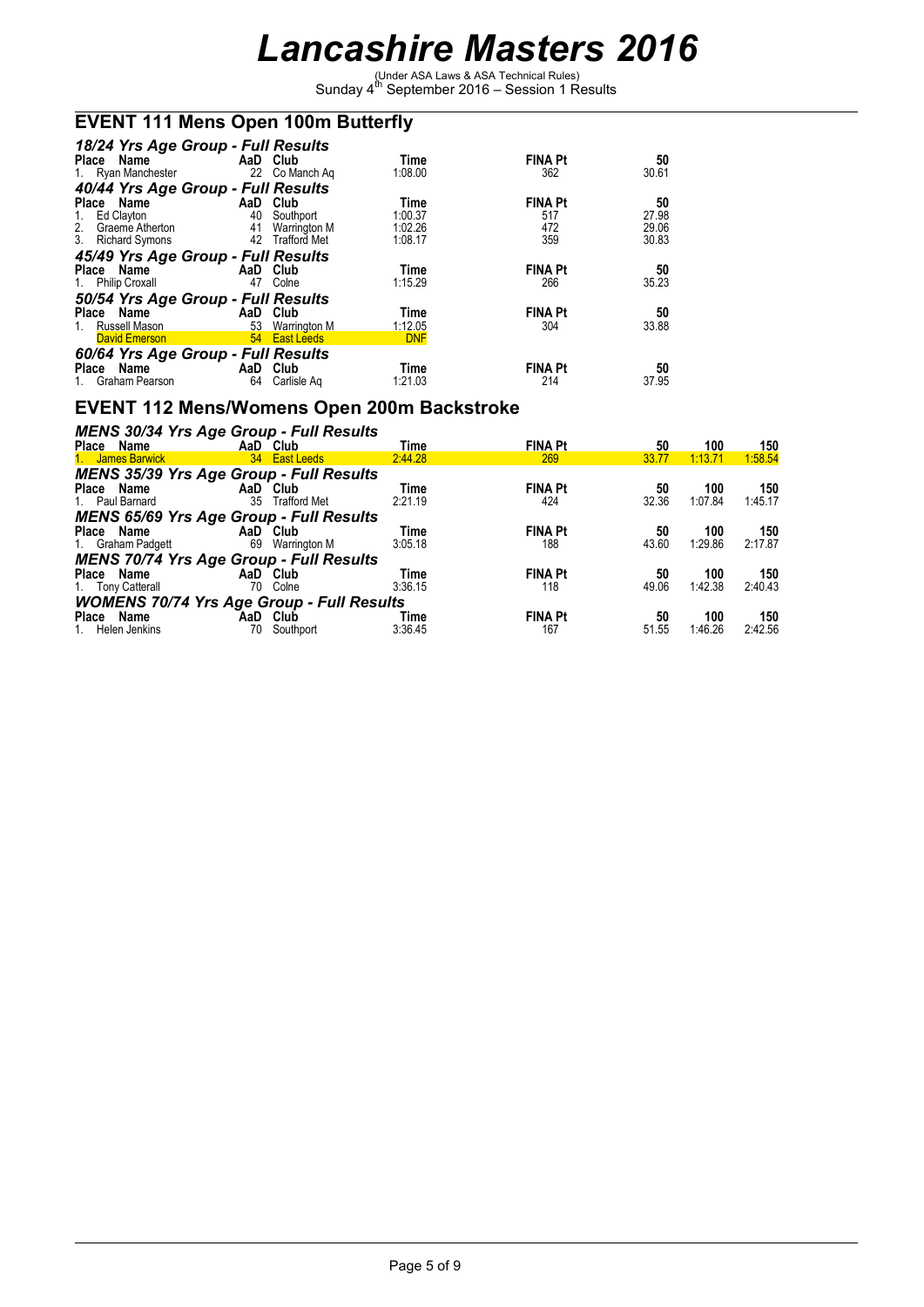# Lancashire Masters 2016

(Under ASA Laws & ASA Technical Rules)
Sunday 4th September 2016 – Session 1 Results

## EVENT 111 Mens Open 100m Butterfly

### *18/24 Yrs Age Group - Full Results*

| Place | Name | AaD | Club | Time | FINA Pt | 50 |
|---|---|---|---|---|---|---|
| 1. | Ryan Manchester | 22 | Co Manch Aq | 1:08.00 | 362 | 30.61 |

### *40/44 Yrs Age Group - Full Results*

| Place | Name | AaD | Club | Time | FINA Pt | 50 |
|---|---|---|---|---|---|---|
| 1. | Ed Clayton | 40 | Southport | 1:00.37 | 517 | 27.98 |
| 2. | Graeme Atherton | 41 | Warrington M | 1:02.26 | 472 | 29.06 |
| 3. | Richard Symons | 42 | Trafford Met | 1:08.17 | 359 | 30.83 |

### *45/49 Yrs Age Group - Full Results*

| Place | Name | AaD | Club | Time | FINA Pt | 50 |
|---|---|---|---|---|---|---|
| 1. | Philip Croxall | 47 | Colne | 1:15.29 | 266 | 35.23 |

### *50/54 Yrs Age Group - Full Results*

| Place | Name | AaD | Club | Time | FINA Pt | 50 |
|---|---|---|---|---|---|---|
| 1. | Russell Mason | 53 | Warrington M | 1:12.05 | 304 | 33.88 |
| | David Emerson | 54 | East Leeds | DNF | | |

### *60/64 Yrs Age Group - Full Results*

| Place | Name | AaD | Club | Time | FINA Pt | 50 |
|---|---|---|---|---|---|---|
| 1. | Graham Pearson | 64 | Carlisle Aq | 1:21.03 | 214 | 37.95 |

## EVENT 112 Mens/Womens Open 200m Backstroke

### *MENS 30/34 Yrs Age Group - Full Results*

| Place | Name | AaD | Club | Time | FINA Pt | 50 | 100 | 150 |
|---|---|---|---|---|---|---|---|---|
| 1. | James Barwick | 34 | East Leeds | 2:44.28 | 269 | 33.77 | 1:13.71 | 1:58.54 |

### *MENS 35/39 Yrs Age Group - Full Results*

| Place | Name | AaD | Club | Time | FINA Pt | 50 | 100 | 150 |
|---|---|---|---|---|---|---|---|---|
| 1. | Paul Barnard | 35 | Trafford Met | 2:21.19 | 424 | 32.36 | 1:07.84 | 1:45.17 |

### *MENS 65/69 Yrs Age Group - Full Results*

| Place | Name | AaD | Club | Time | FINA Pt | 50 | 100 | 150 |
|---|---|---|---|---|---|---|---|---|
| 1. | Graham Padgett | 69 | Warrington M | 3:05.18 | 188 | 43.60 | 1:29.86 | 2:17.87 |

### *MENS 70/74 Yrs Age Group - Full Results*

| Place | Name | AaD | Club | Time | FINA Pt | 50 | 100 | 150 |
|---|---|---|---|---|---|---|---|---|
| 1. | Tony Catterall | 70 | Colne | 3:36.15 | 118 | 49.06 | 1:42.38 | 2:40.43 |

### *WOMENS 70/74 Yrs Age Group - Full Results*

| Place | Name | AaD | Club | Time | FINA Pt | 50 | 100 | 150 |
|---|---|---|---|---|---|---|---|---|
| 1. | Helen Jenkins | 70 | Southport | 3:36.45 | 167 | 51.55 | 1:46.26 | 2:42.56 |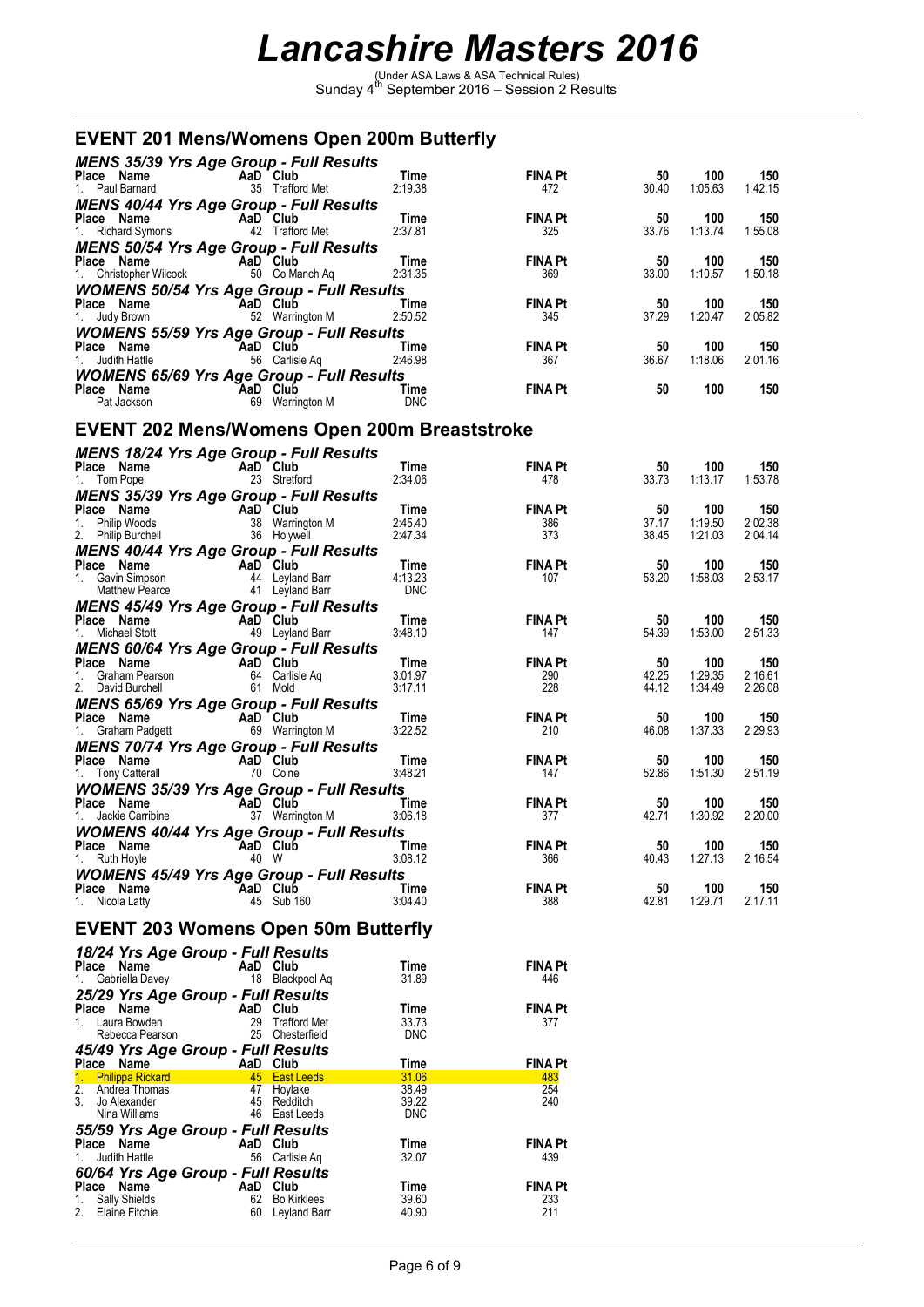# Lancashire Masters 2016

(Under ASA Laws & ASA Technical Rules)
Sunday 4th September 2016 – Session 2 Results

## EVENT 201 Mens/Womens Open 200m Butterfly

### MENS 35/39 Yrs Age Group - Full Results

| Place | Name | AaD | Club | Time | FINA Pt | 50 | 100 | 150 |
|---|---|---|---|---|---|---|---|---|
| 1. | Paul Barnard | 35 | Trafford Met | 2:19.38 | 472 | 30.40 | 1:05.63 | 1:42.15 |

### MENS 40/44 Yrs Age Group - Full Results

| Place | Name | AaD | Club | Time | FINA Pt | 50 | 100 | 150 |
|---|---|---|---|---|---|---|---|---|
| 1. | Richard Symons | 42 | Trafford Met | 2:37.81 | 325 | 33.76 | 1:13.74 | 1:55.08 |

### MENS 50/54 Yrs Age Group - Full Results

| Place | Name | AaD | Club | Time | FINA Pt | 50 | 100 | 150 |
|---|---|---|---|---|---|---|---|---|
| 1. | Christopher Wilcock | 50 | Co Manch Aq | 2:31.35 | 369 | 33.00 | 1:10.57 | 1:50.18 |

### WOMENS 50/54 Yrs Age Group - Full Results

| Place | Name | AaD | Club | Time | FINA Pt | 50 | 100 | 150 |
|---|---|---|---|---|---|---|---|---|
| 1. | Judy Brown | 52 | Warrington M | 2:50.52 | 345 | 37.29 | 1:20.47 | 2:05.82 |

### WOMENS 55/59 Yrs Age Group - Full Results

| Place | Name | AaD | Club | Time | FINA Pt | 50 | 100 | 150 |
|---|---|---|---|---|---|---|---|---|
| 1. | Judith Hattle | 56 | Carlisle Aq | 2:46.98 | 367 | 36.67 | 1:18.06 | 2:01.16 |

### WOMENS 65/69 Yrs Age Group - Full Results

| Place | Name | AaD | Club | Time | FINA Pt | 50 | 100 | 150 |
|---|---|---|---|---|---|---|---|---|
| | Pat Jackson | 69 | Warrington M | DNC | | | | |

## EVENT 202 Mens/Womens Open 200m Breaststroke

### MENS 18/24 Yrs Age Group - Full Results

| Place | Name | AaD | Club | Time | FINA Pt | 50 | 100 | 150 |
|---|---|---|---|---|---|---|---|---|
| 1. | Tom Pope | 23 | Stretford | 2:34.06 | 478 | 33.73 | 1:13.17 | 1:53.78 |

### MENS 35/39 Yrs Age Group - Full Results

| Place | Name | AaD | Club | Time | FINA Pt | 50 | 100 | 150 |
|---|---|---|---|---|---|---|---|---|
| 1. | Philip Woods | 38 | Warrington M | 2:45.40 | 386 | 37.17 | 1:19.50 | 2:02.38 |
| 2. | Philip Burchell | 36 | Holywell | 2:47.34 | 373 | 38.45 | 1:21.03 | 2:04.14 |

### MENS 40/44 Yrs Age Group - Full Results

| Place | Name | AaD | Club | Time | FINA Pt | 50 | 100 | 150 |
|---|---|---|---|---|---|---|---|---|
| 1. | Gavin Simpson | 44 | Leyland Barr | 4:13.23 | 107 | 53.20 | 1:58.03 | 2:53.17 |
| | Matthew Pearce | 41 | Leyland Barr | DNC | | | | |

### MENS 45/49 Yrs Age Group - Full Results

| Place | Name | AaD | Club | Time | FINA Pt | 50 | 100 | 150 |
|---|---|---|---|---|---|---|---|---|
| 1. | Michael Stott | 49 | Leyland Barr | 3:48.10 | 147 | 54.39 | 1:53.00 | 2:51.33 |

### MENS 60/64 Yrs Age Group - Full Results

| Place | Name | AaD | Club | Time | FINA Pt | 50 | 100 | 150 |
|---|---|---|---|---|---|---|---|---|
| 1. | Graham Pearson | 64 | Carlisle Aq | 3:01.97 | 290 | 42.25 | 1:29.35 | 2:16.61 |
| 2. | David Burchell | 61 | Mold | 3:17.11 | 228 | 44.12 | 1:34.49 | 2:26.08 |

### MENS 65/69 Yrs Age Group - Full Results

| Place | Name | AaD | Club | Time | FINA Pt | 50 | 100 | 150 |
|---|---|---|---|---|---|---|---|---|
| 1. | Graham Padgett | 69 | Warrington M | 3:22.52 | 210 | 46.08 | 1:37.33 | 2:29.93 |

### MENS 70/74 Yrs Age Group - Full Results

| Place | Name | AaD | Club | Time | FINA Pt | 50 | 100 | 150 |
|---|---|---|---|---|---|---|---|---|
| 1. | Tony Catterall | 70 | Colne | 3:48.21 | 147 | 52.86 | 1:51.30 | 2:51.19 |

### WOMENS 35/39 Yrs Age Group - Full Results

| Place | Name | AaD | Club | Time | FINA Pt | 50 | 100 | 150 |
|---|---|---|---|---|---|---|---|---|
| 1. | Jackie Carribine | 37 | Warrington M | 3:06.18 | 377 | 42.71 | 1:30.92 | 2:20.00 |

### WOMENS 40/44 Yrs Age Group - Full Results

| Place | Name | AaD | Club | Time | FINA Pt | 50 | 100 | 150 |
|---|---|---|---|---|---|---|---|---|
| 1. | Ruth Hoyle | 40 | W | 3:08.12 | 366 | 40.43 | 1:27.13 | 2:16.54 |

### WOMENS 45/49 Yrs Age Group - Full Results

| Place | Name | AaD | Club | Time | FINA Pt | 50 | 100 | 150 |
|---|---|---|---|---|---|---|---|---|
| 1. | Nicola Latty | 45 | Sub 160 | 3:04.40 | 388 | 42.81 | 1:29.71 | 2:17.11 |

## EVENT 203 Womens Open 50m Butterfly

### 18/24 Yrs Age Group - Full Results

| Place | Name | AaD | Club | Time | FINA Pt |
|---|---|---|---|---|---|
| 1. | Gabriella Davey | 18 | Blackpool Aq | 31.89 | 446 |

### 25/29 Yrs Age Group - Full Results

| Place | Name | AaD | Club | Time | FINA Pt |
|---|---|---|---|---|---|
| 1. | Laura Bowden | 29 | Trafford Met | 33.73 | 377 |
| | Rebecca Pearson | 25 | Chesterfield | DNC | |

### 45/49 Yrs Age Group - Full Results

| Place | Name | AaD | Club | Time | FINA Pt |
|---|---|---|---|---|---|
| 1. | Philippa Rickard | 45 | East Leeds | 31.06 | 483 |
| 2. | Andrea Thomas | 47 | Hoylake | 38.49 | 254 |
| 3. | Jo Alexander | 45 | Redditch | 39.22 | 240 |
| | Nina Williams | 46 | East Leeds | DNC | |

### 55/59 Yrs Age Group - Full Results

| Place | Name | AaD | Club | Time | FINA Pt |
|---|---|---|---|---|---|
| 1. | Judith Hattle | 56 | Carlisle Aq | 32.07 | 439 |

### 60/64 Yrs Age Group - Full Results

| Place | Name | AaD | Club | Time | FINA Pt |
|---|---|---|---|---|---|
| 1. | Sally Shields | 62 | Bo Kirklees | 39.60 | 233 |
| 2. | Elaine Fitchie | 60 | Leyland Barr | 40.90 | 211 |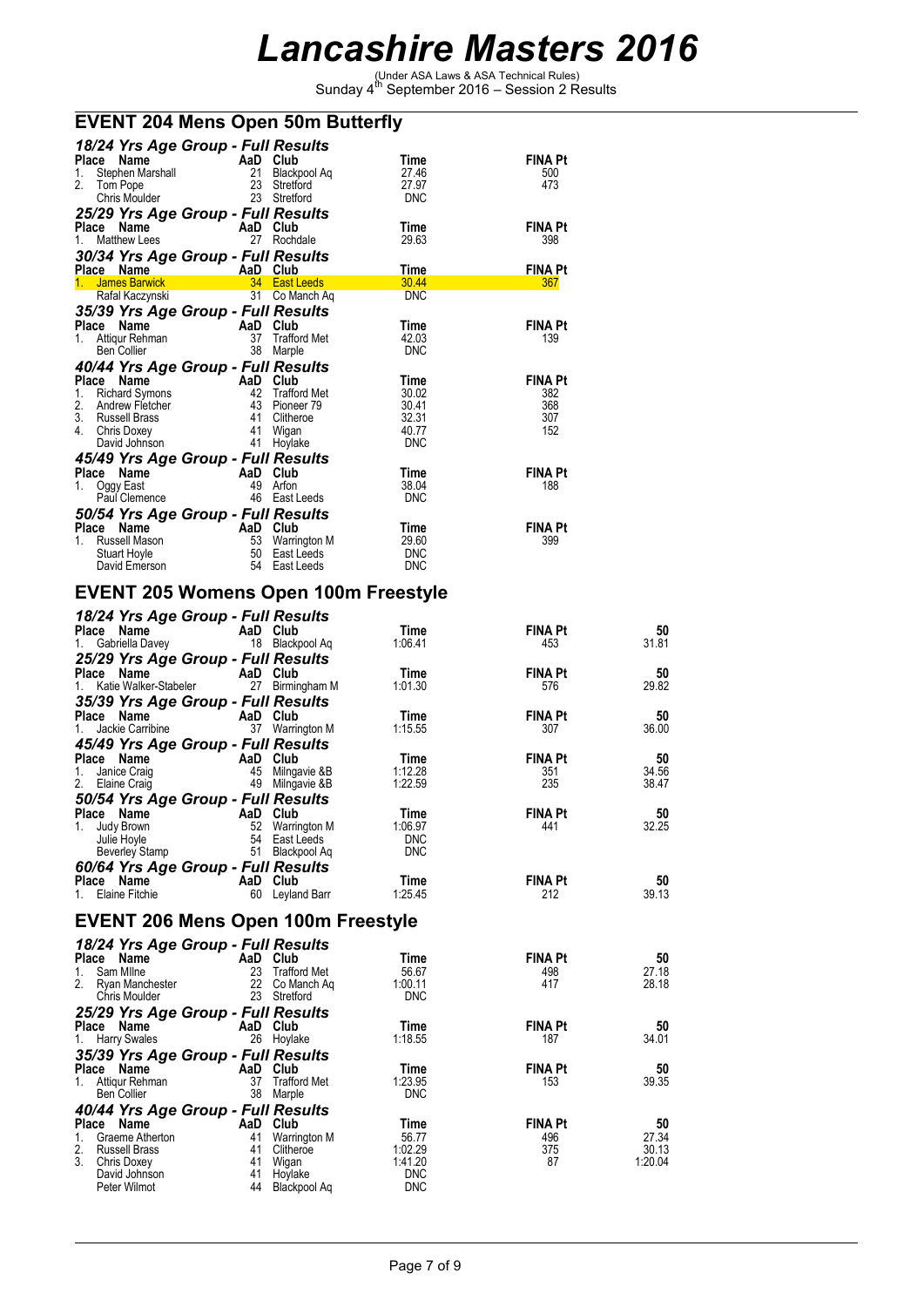# Lancashire Masters 2016

(Under ASA Laws & ASA Technical Rules)
Sunday 4th September 2016 – Session 2 Results

## EVENT 204 Mens Open 50m Butterfly

### 18/24 Yrs Age Group - Full Results

| Place | Name | AaD | Club | Time | FINA Pt |
|---|---|---|---|---|---|
| 1. | Stephen Marshall | 21 | Blackpool Aq | 27.46 | 500 |
| 2. | Tom Pope | 23 | Stretford | 27.97 | 473 |
| | Chris Moulder | 23 | Stretford | DNC | |

### 25/29 Yrs Age Group - Full Results

| Place | Name | AaD | Club | Time | FINA Pt |
|---|---|---|---|---|---|
| 1. | Matthew Lees | 27 | Rochdale | 29.63 | 398 |

### 30/34 Yrs Age Group - Full Results

| Place | Name | AaD | Club | Time | FINA Pt |
|---|---|---|---|---|---|
| 1. | James Barwick | 34 | East Leeds | 30.44 | 367 |
| | Rafal Kaczynski | 31 | Co Manch Aq | DNC | |

### 35/39 Yrs Age Group - Full Results

| Place | Name | AaD | Club | Time | FINA Pt |
|---|---|---|---|---|---|
| 1. | Attiqur Rehman | 37 | Trafford Met | 42.03 | 139 |
| | Ben Collier | 38 | Marple | DNC | |

### 40/44 Yrs Age Group - Full Results

| Place | Name | AaD | Club | Time | FINA Pt |
|---|---|---|---|---|---|
| 1. | Richard Symons | 42 | Trafford Met | 30.02 | 382 |
| 2. | Andrew Fletcher | 43 | Pioneer 79 | 30.41 | 368 |
| 3. | Russell Brass | 41 | Clitheroe | 32.31 | 307 |
| 4. | Chris Doxey | 41 | Wigan | 40.77 | 152 |
| | David Johnson | 41 | Hoylake | DNC | |

### 45/49 Yrs Age Group - Full Results

| Place | Name | AaD | Club | Time | FINA Pt |
|---|---|---|---|---|---|
| 1. | Oggy East | 49 | Arfon | 38.04 | 188 |
| | Paul Clemence | 46 | East Leeds | DNC | |

### 50/54 Yrs Age Group - Full Results

| Place | Name | AaD | Club | Time | FINA Pt |
|---|---|---|---|---|---|
| 1. | Russell Mason | 53 | Warrington M | 29.60 | 399 |
| | Stuart Hoyle | 50 | East Leeds | DNC | |
| | David Emerson | 54 | East Leeds | DNC | |

## EVENT 205 Womens Open 100m Freestyle

### 18/24 Yrs Age Group - Full Results

| Place | Name | AaD | Club | Time | FINA Pt | 50 |
|---|---|---|---|---|---|---|
| 1. | Gabriella Davey | 18 | Blackpool Aq | 1:06.41 | 453 | 31.81 |

### 25/29 Yrs Age Group - Full Results

| Place | Name | AaD | Club | Time | FINA Pt | 50 |
|---|---|---|---|---|---|---|
| 1. | Katie Walker-Stabeler | 27 | Birmingham M | 1:01.30 | 576 | 29.82 |

### 35/39 Yrs Age Group - Full Results

| Place | Name | AaD | Club | Time | FINA Pt | 50 |
|---|---|---|---|---|---|---|
| 1. | Jackie Carribine | 37 | Warrington M | 1:15.55 | 307 | 36.00 |

### 45/49 Yrs Age Group - Full Results

| Place | Name | AaD | Club | Time | FINA Pt | 50 |
|---|---|---|---|---|---|---|
| 1. | Janice Craig | 45 | Milngavie &B | 1:12.28 | 351 | 34.56 |
| 2. | Elaine Craig | 49 | Milngavie &B | 1:22.59 | 235 | 38.47 |

### 50/54 Yrs Age Group - Full Results

| Place | Name | AaD | Club | Time | FINA Pt | 50 |
|---|---|---|---|---|---|---|
| 1. | Judy Brown | 52 | Warrington M | 1:06.97 | 441 | 32.25 |
| | Julie Hoyle | 54 | East Leeds | DNC | | |
| | Beverley Stamp | 51 | Blackpool Aq | DNC | | |

### 60/64 Yrs Age Group - Full Results

| Place | Name | AaD | Club | Time | FINA Pt | 50 |
|---|---|---|---|---|---|---|
| 1. | Elaine Fitchie | 60 | Leyland Barr | 1:25.45 | 212 | 39.13 |

## EVENT 206 Mens Open 100m Freestyle

### 18/24 Yrs Age Group - Full Results

| Place | Name | AaD | Club | Time | FINA Pt | 50 |
|---|---|---|---|---|---|---|
| 1. | Sam Milne | 23 | Trafford Met | 56.67 | 498 | 27.18 |
| 2. | Ryan Manchester | 22 | Co Manch Aq | 1:00.11 | 417 | 28.18 |
| | Chris Moulder | 23 | Stretford | DNC | | |

### 25/29 Yrs Age Group - Full Results

| Place | Name | AaD | Club | Time | FINA Pt | 50 |
|---|---|---|---|---|---|---|
| 1. | Harry Swales | 26 | Hoylake | 1:18.55 | 187 | 34.01 |

### 35/39 Yrs Age Group - Full Results

| Place | Name | AaD | Club | Time | FINA Pt | 50 |
|---|---|---|---|---|---|---|
| 1. | Attiqur Rehman | 37 | Trafford Met | 1:23.95 | 153 | 39.35 |
| | Ben Collier | 38 | Marple | DNC | | |

### 40/44 Yrs Age Group - Full Results

| Place | Name | AaD | Club | Time | FINA Pt | 50 |
|---|---|---|---|---|---|---|
| 1. | Graeme Atherton | 41 | Warrington M | 56.77 | 496 | 27.34 |
| 2. | Russell Brass | 41 | Clitheroe | 1:02.29 | 375 | 30.13 |
| 3. | Chris Doxey | 41 | Wigan | 1:41.20 | 87 | 1:20.04 |
| | David Johnson | 41 | Hoylake | DNC | | |
| | Peter Wilmot | 44 | Blackpool Aq | DNC | | |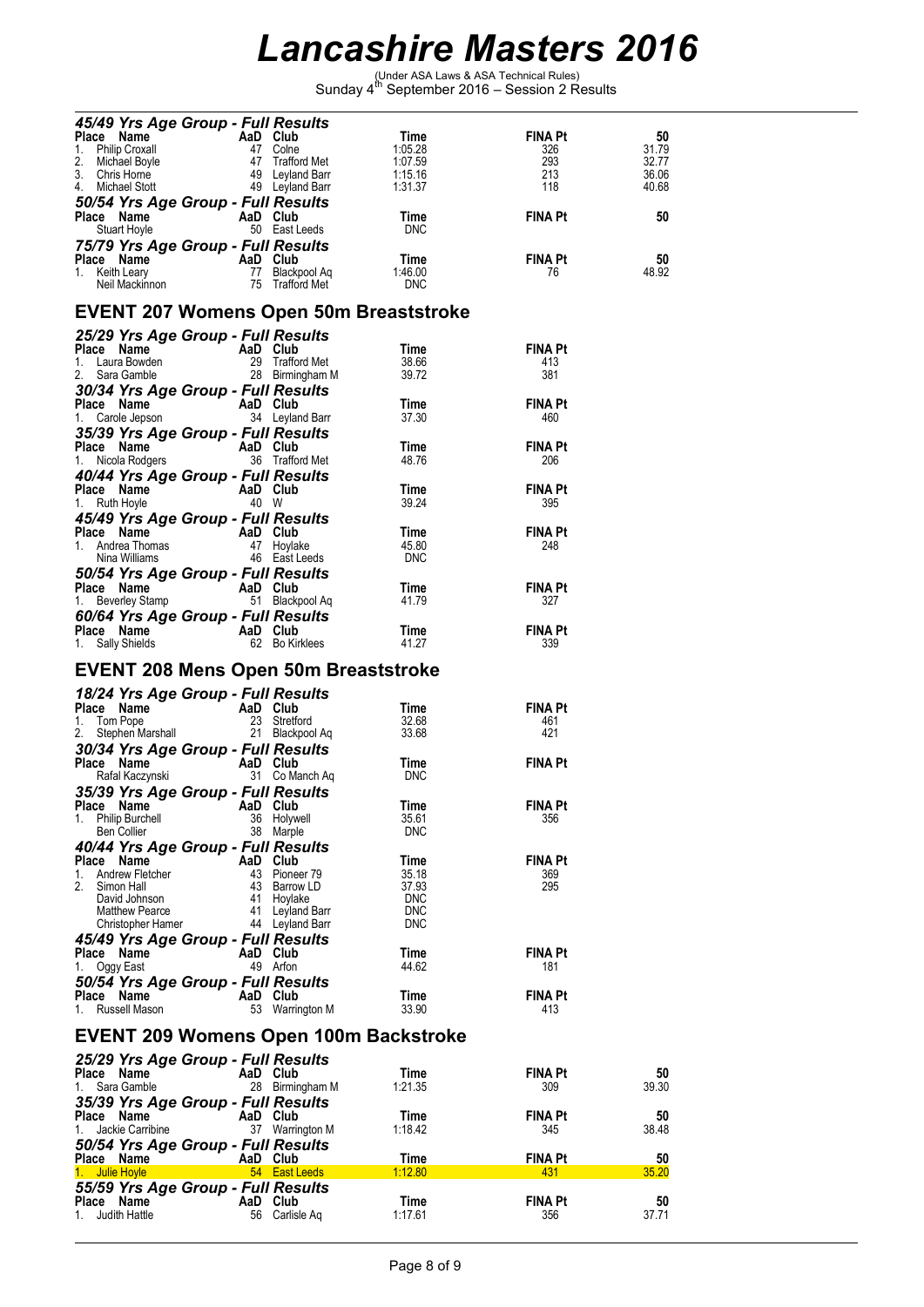# Lancashire Masters 2016

(Under ASA Laws & ASA Technical Rules)
Sunday 4th September 2016 – Session 2 Results

### 45/49 Yrs Age Group - Full Results

| Place | Name | AaD | Club | Time | FINA Pt | 50 |
|---|---|---|---|---|---|---|
| 1. | Philip Croxall | 47 | Colne | 1:05.28 | 326 | 31.79 |
| 2. | Michael Boyle | 47 | Trafford Met | 1:07.59 | 293 | 32.77 |
| 3. | Chris Horne | 49 | Leyland Barr | 1:15.16 | 213 | 36.06 |
| 4. | Michael Stott | 49 | Leyland Barr | 1:31.37 | 118 | 40.68 |

### 50/54 Yrs Age Group - Full Results

| Place | Name | AaD | Club | Time | FINA Pt | 50 |
|---|---|---|---|---|---|---|
| | Stuart Hoyle | 50 | East Leeds | DNC | | |

### 75/79 Yrs Age Group - Full Results

| Place | Name | AaD | Club | Time | FINA Pt | 50 |
|---|---|---|---|---|---|---|
| 1. | Keith Leary | 77 | Blackpool Aq | 1:46.00 | 76 | 48.92 |
| | Neil Mackinnon | 75 | Trafford Met | DNC | | |

## EVENT 207 Womens Open 50m Breaststroke

### 25/29 Yrs Age Group - Full Results

| Place | Name | AaD | Club | Time | FINA Pt |
|---|---|---|---|---|---|
| 1. | Laura Bowden | 29 | Trafford Met | 38.66 | 413 |
| 2. | Sara Gamble | 28 | Birmingham M | 39.72 | 381 |

### 30/34 Yrs Age Group - Full Results

| Place | Name | AaD | Club | Time | FINA Pt |
|---|---|---|---|---|---|
| 1. | Carole Jepson | 34 | Leyland Barr | 37.30 | 460 |

### 35/39 Yrs Age Group - Full Results

| Place | Name | AaD | Club | Time | FINA Pt |
|---|---|---|---|---|---|
| 1. | Nicola Rodgers | 36 | Trafford Met | 48.76 | 206 |

### 40/44 Yrs Age Group - Full Results

| Place | Name | AaD | Club | Time | FINA Pt |
|---|---|---|---|---|---|
| 1. | Ruth Hoyle | 40 | W | 39.24 | 395 |

### 45/49 Yrs Age Group - Full Results

| Place | Name | AaD | Club | Time | FINA Pt |
|---|---|---|---|---|---|
| 1. | Andrea Thomas | 47 | Hoylake | 45.80 | 248 |
| | Nina Williams | 46 | East Leeds | DNC | |

### 50/54 Yrs Age Group - Full Results

| Place | Name | AaD | Club | Time | FINA Pt |
|---|---|---|---|---|---|
| 1. | Beverley Stamp | 51 | Blackpool Aq | 41.79 | 327 |

### 60/64 Yrs Age Group - Full Results

| Place | Name | AaD | Club | Time | FINA Pt |
|---|---|---|---|---|---|
| 1. | Sally Shields | 62 | Bo Kirklees | 41.27 | 339 |

## EVENT 208 Mens Open 50m Breaststroke

### 18/24 Yrs Age Group - Full Results

| Place | Name | AaD | Club | Time | FINA Pt |
|---|---|---|---|---|---|
| 1. | Tom Pope | 23 | Stretford | 32.68 | 461 |
| 2. | Stephen Marshall | 21 | Blackpool Aq | 33.68 | 421 |

### 30/34 Yrs Age Group - Full Results

| Place | Name | AaD | Club | Time | FINA Pt |
|---|---|---|---|---|---|
| | Rafal Kaczynski | 31 | Co Manch Aq | DNC | |

### 35/39 Yrs Age Group - Full Results

| Place | Name | AaD | Club | Time | FINA Pt |
|---|---|---|---|---|---|
| 1. | Philip Burchell | 36 | Holywell | 35.61 | 356 |
| | Ben Collier | 38 | Marple | DNC | |

### 40/44 Yrs Age Group - Full Results

| Place | Name | AaD | Club | Time | FINA Pt |
|---|---|---|---|---|---|
| 1. | Andrew Fletcher | 43 | Pioneer 79 | 35.18 | 369 |
| 2. | Simon Hall | 43 | Barrow LD | 37.93 | 295 |
| | David Johnson | 41 | Hoylake | DNC | |
| | Matthew Pearce | 41 | Leyland Barr | DNC | |
| | Christopher Hamer | 44 | Leyland Barr | DNC | |

### 45/49 Yrs Age Group - Full Results

| Place | Name | AaD | Club | Time | FINA Pt |
|---|---|---|---|---|---|
| 1. | Oggy East | 49 | Arfon | 44.62 | 181 |

### 50/54 Yrs Age Group - Full Results

| Place | Name | AaD | Club | Time | FINA Pt |
|---|---|---|---|---|---|
| 1. | Russell Mason | 53 | Warrington M | 33.90 | 413 |

## EVENT 209 Womens Open 100m Backstroke

### 25/29 Yrs Age Group - Full Results

| Place | Name | AaD | Club | Time | FINA Pt | 50 |
|---|---|---|---|---|---|---|
| 1. | Sara Gamble | 28 | Birmingham M | 1:21.35 | 309 | 39.30 |

### 35/39 Yrs Age Group - Full Results

| Place | Name | AaD | Club | Time | FINA Pt | 50 |
|---|---|---|---|---|---|---|
| 1. | Jackie Carribine | 37 | Warrington M | 1:18.42 | 345 | 38.48 |

### 50/54 Yrs Age Group - Full Results

| Place | Name | AaD | Club | Time | FINA Pt | 50 |
|---|---|---|---|---|---|---|
| 1. | Julie Hoyle | 54 | East Leeds | 1:12.80 | 431 | 35.20 |

### 55/59 Yrs Age Group - Full Results

| Place | Name | AaD | Club | Time | FINA Pt | 50 |
|---|---|---|---|---|---|---|
| 1. | Judith Hattle | 56 | Carlisle Aq | 1:17.61 | 356 | 37.71 |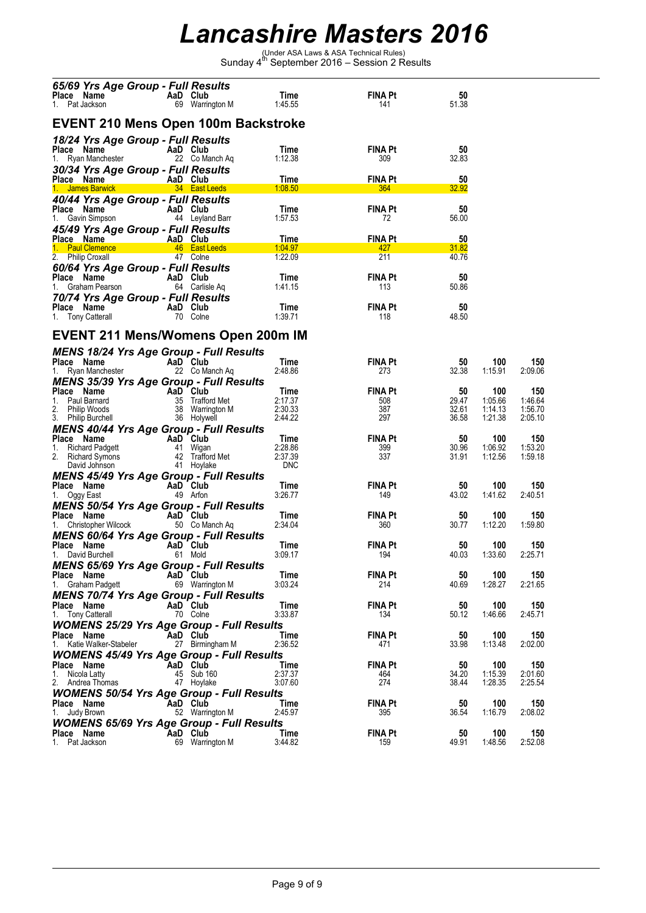# Lancashire Masters 2016

(Under ASA Laws & ASA Technical Rules)
Sunday 4th September 2016 – Session 2 Results

### 65/69 Yrs Age Group - Full Results

| Place | Name | AaD | Club | Time | FINA Pt | 50 |
|---|---|---|---|---|---|---|
| 1. | Pat Jackson | 69 | Warrington M | 1:45.55 | 141 | 51.38 |

## EVENT 210 Mens Open 100m Backstroke

### 18/24 Yrs Age Group - Full Results

| Place | Name | AaD | Club | Time | FINA Pt | 50 |
|---|---|---|---|---|---|---|
| 1. | Ryan Manchester | 22 | Co Manch Aq | 1:12.38 | 309 | 32.83 |

### 30/34 Yrs Age Group - Full Results

| Place | Name | AaD | Club | Time | FINA Pt | 50 |
|---|---|---|---|---|---|---|
| 1. | James Barwick | 34 | East Leeds | 1:08.50 | 364 | 32.92 |

### 40/44 Yrs Age Group - Full Results

| Place | Name | AaD | Club | Time | FINA Pt | 50 |
|---|---|---|---|---|---|---|
| 1. | Gavin Simpson | 44 | Leyland Barr | 1:57.53 | 72 | 56.00 |

### 45/49 Yrs Age Group - Full Results

| Place | Name | AaD | Club | Time | FINA Pt | 50 |
|---|---|---|---|---|---|---|
| 1. | Paul Clemence | 46 | East Leeds | 1:04.97 | 427 | 31.82 |
| 2. | Philip Croxall | 47 | Colne | 1:22.09 | 211 | 40.76 |

### 60/64 Yrs Age Group - Full Results

| Place | Name | AaD | Club | Time | FINA Pt | 50 |
|---|---|---|---|---|---|---|
| 1. | Graham Pearson | 64 | Carlisle Aq | 1:41.15 | 113 | 50.86 |

### 70/74 Yrs Age Group - Full Results

| Place | Name | AaD | Club | Time | FINA Pt | 50 |
|---|---|---|---|---|---|---|
| 1. | Tony Catterall | 70 | Colne | 1:39.71 | 118 | 48.50 |

## EVENT 211 Mens/Womens Open 200m IM

### MENS 18/24 Yrs Age Group - Full Results

| Place | Name | AaD | Club | Time | FINA Pt | 50 | 100 | 150 |
|---|---|---|---|---|---|---|---|---|
| 1. | Ryan Manchester | 22 | Co Manch Aq | 2:48.86 | 273 | 32.38 | 1:15.91 | 2:09.06 |

### MENS 35/39 Yrs Age Group - Full Results

| Place | Name | AaD | Club | Time | FINA Pt | 50 | 100 | 150 |
|---|---|---|---|---|---|---|---|---|
| 1. | Paul Barnard | 35 | Trafford Met | 2:17.37 | 508 | 29.47 | 1:05.66 | 1:46.64 |
| 2. | Philip Woods | 38 | Warrington M | 2:30.33 | 387 | 32.61 | 1:14.13 | 1:56.70 |
| 3. | Philip Burchell | 36 | Holywell | 2:44.22 | 297 | 36.58 | 1:21.38 | 2:05.10 |

### MENS 40/44 Yrs Age Group - Full Results

| Place | Name | AaD | Club | Time | FINA Pt | 50 | 100 | 150 |
|---|---|---|---|---|---|---|---|---|
| 1. | Richard Padgett | 41 | Wigan | 2:28.86 | 399 | 30.96 | 1:06.92 | 1:53.20 |
| 2. | Richard Symons | 42 | Trafford Met | 2:37.39 | 337 | 31.91 | 1:12.56 | 1:59.18 |
| | David Johnson | 41 | Hoylake | DNC | | | | |

### MENS 45/49 Yrs Age Group - Full Results

| Place | Name | AaD | Club | Time | FINA Pt | 50 | 100 | 150 |
|---|---|---|---|---|---|---|---|---|
| 1. | Oggy East | 49 | Arfon | 3:26.77 | 149 | 43.02 | 1:41.62 | 2:40.51 |

### MENS 50/54 Yrs Age Group - Full Results

| Place | Name | AaD | Club | Time | FINA Pt | 50 | 100 | 150 |
|---|---|---|---|---|---|---|---|---|
| 1. | Christopher Wilcock | 50 | Co Manch Aq | 2:34.04 | 360 | 30.77 | 1:12.20 | 1:59.80 |

### MENS 60/64 Yrs Age Group - Full Results

| Place | Name | AaD | Club | Time | FINA Pt | 50 | 100 | 150 |
|---|---|---|---|---|---|---|---|---|
| 1. | David Burchell | 61 | Mold | 3:09.17 | 194 | 40.03 | 1:33.60 | 2:25.71 |

### MENS 65/69 Yrs Age Group - Full Results

| Place | Name | AaD | Club | Time | FINA Pt | 50 | 100 | 150 |
|---|---|---|---|---|---|---|---|---|
| 1. | Graham Padgett | 69 | Warrington M | 3:03.24 | 214 | 40.69 | 1:28.27 | 2:21.65 |

### MENS 70/74 Yrs Age Group - Full Results

| Place | Name | AaD | Club | Time | FINA Pt | 50 | 100 | 150 |
|---|---|---|---|---|---|---|---|---|
| 1. | Tony Catterall | 70 | Colne | 3:33.87 | 134 | 50.12 | 1:46.66 | 2:45.71 |

### WOMENS 25/29 Yrs Age Group - Full Results

| Place | Name | AaD | Club | Time | FINA Pt | 50 | 100 | 150 |
|---|---|---|---|---|---|---|---|---|
| 1. | Katie Walker-Stabeler | 27 | Birmingham M | 2:36.52 | 471 | 33.98 | 1:13.48 | 2:02.00 |

### WOMENS 45/49 Yrs Age Group - Full Results

| Place | Name | AaD | Club | Time | FINA Pt | 50 | 100 | 150 |
|---|---|---|---|---|---|---|---|---|
| 1. | Nicola Latty | 45 | Sub 160 | 2:37.37 | 464 | 34.20 | 1:15.39 | 2:01.60 |
| 2. | Andrea Thomas | 47 | Hoylake | 3:07.60 | 274 | 38.44 | 1:28.35 | 2:25.54 |

### WOMENS 50/54 Yrs Age Group - Full Results

| Place | Name | AaD | Club | Time | FINA Pt | 50 | 100 | 150 |
|---|---|---|---|---|---|---|---|---|
| 1. | Judy Brown | 52 | Warrington M | 2:45.97 | 395 | 36.54 | 1:16.79 | 2:08.02 |

### WOMENS 65/69 Yrs Age Group - Full Results

| Place | Name | AaD | Club | Time | FINA Pt | 50 | 100 | 150 |
|---|---|---|---|---|---|---|---|---|
| 1. | Pat Jackson | 69 | Warrington M | 3:44.82 | 159 | 49.91 | 1:48.56 | 2:52.08 |